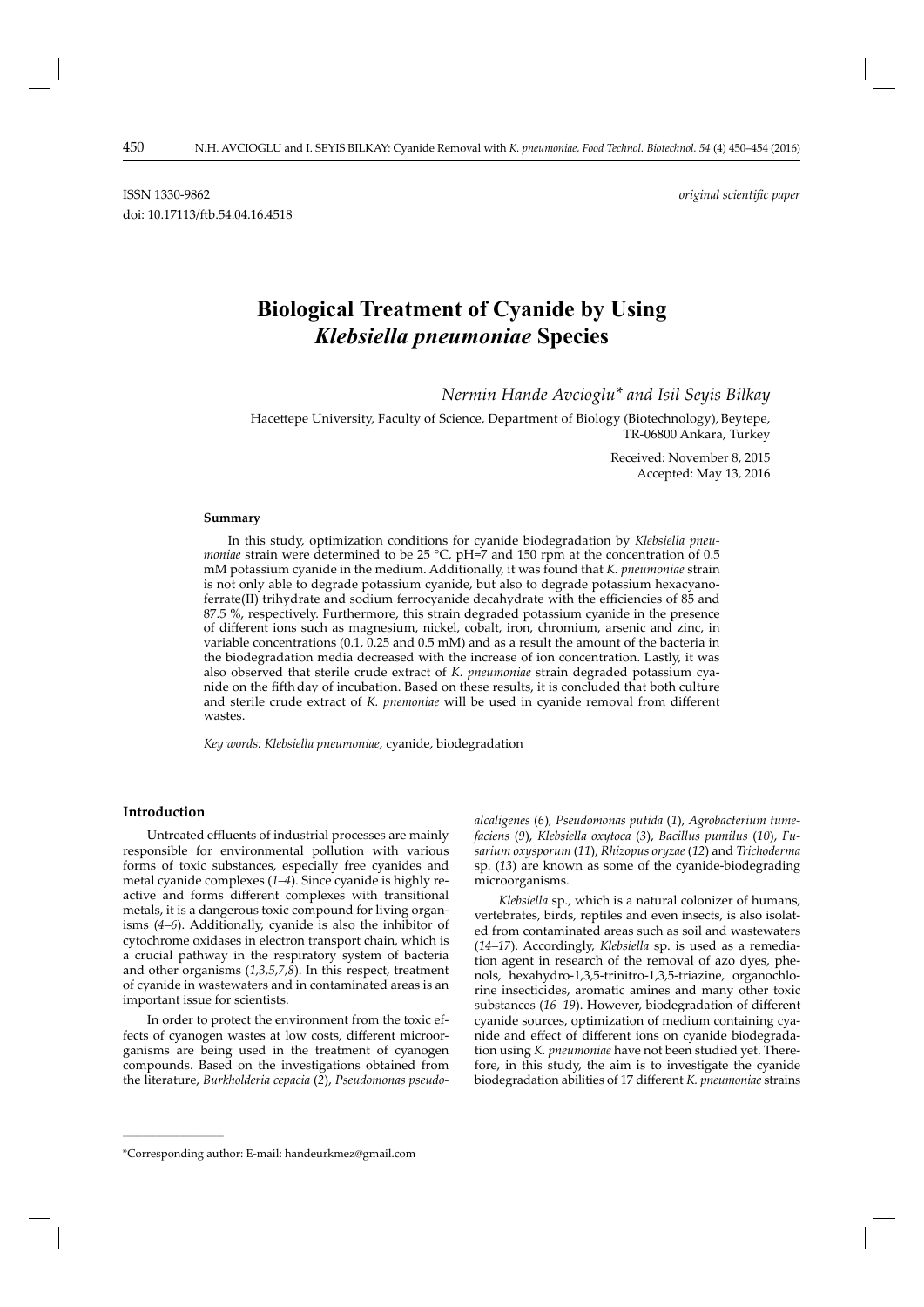ISSN 1330-9862 *original scientific paper*

doi: 10.17113/ftb.54.04.16.4518

# Biological Treatment of Cyanide by Using *Klebsiella pneumoniae* Species

*Nermin Hande Avcioglu\* and Isil Seyis Bilkay*

Hacettepe University, Faculty of Science, Department of Biology (Biotechnology), Beytepe, TR-06800 Ankara, Turkey

Received: November 8, 2015
Accepted: May 13, 2016

## Summary

In this study, optimization conditions for cyanide biodegradation by *Klebsiella pneumoniae* strain were determined to be 25 °C, pH=7 and 150 rpm at the concentration of 0.5 mM potassium cyanide in the medium. Additionally, it was found that *K. pneumoniae* strain is not only able to degrade potassium cyanide, but also to degrade potassium hexacyanoferrate(II) trihydrate and sodium ferrocyanide decahydrate with the efficiencies of 85 and 87.5 %, respectively. Furthermore, this strain degraded potassium cyanide in the presence of different ions such as magnesium, nickel, cobalt, iron, chromium, arsenic and zinc, in variable concentrations (0.1, 0.25 and 0.5 mM) and as a result the amount of the bacteria in the biodegradation media decreased with the increase of ion concentration. Lastly, it was also observed that sterile crude extract of *K. pneumoniae* strain degraded potassium cyanide on the fifth day of incubation. Based on these results, it is concluded that both culture and sterile crude extract of *K. pnemoniae* will be used in cyanide removal from different wastes.

*Key words: Klebsiella pneumoniae*, cyanide, biodegradation

## Introduction

Untreated effluents of industrial processes are mainly responsible for environmental pollution with various forms of toxic substances, especially free cyanides and metal cyanide complexes (*1–4*). Since cyanide is highly reactive and forms different complexes with transitional metals, it is a dangerous toxic compound for living organisms (*4–6*). Additionally, cyanide is also the inhibitor of cytochrome oxidases in electron transport chain, which is a crucial pathway in the respiratory system of bacteria and other organisms (*1,3,5,7,8*). In this respect, treatment of cyanide in wastewaters and in contaminated areas is an important issue for scientists.

In order to protect the environment from the toxic effects of cyanogen wastes at low costs, different microorganisms are being used in the treatment of cyanogen compounds. Based on the investigations obtained from the literature, *Burkholderia cepacia* (*2*), *Pseudomonas pseudoalcaligenes* (*6*), *Pseudomonas putida* (*1*), *Agrobacterium tumefaciens* (*9*), *Klebsiella oxytoca* (*3*), *Bacillus pumilus* (*10*), *Fusarium oxysporum* (*11*), *Rhizopus oryzae* (*12*) and *Trichoderma* sp. (*13*) are known as some of the cyanide-biodegrading microorganisms.

*Klebsiella* sp., which is a natural colonizer of humans, vertebrates, birds, reptiles and even insects, is also isolated from contaminated areas such as soil and wastewaters (*14–17*). Accordingly, *Klebsiella* sp. is used as a remediation agent in research of the removal of azo dyes, phenols, hexahydro-1,3,5-trinitro-1,3,5-triazine, organochlorine insecticides, aromatic amines and many other toxic substances (*16–19*). However, biodegradation of different cyanide sources, optimization of medium containing cyanide and effect of different ions on cyanide biodegradation using *K. pneumoniae* have not been studied yet. Therefore, in this study, the aim is to investigate the cyanide biodegradation abilities of 17 different *K. pneumoniae* strains

\*Corresponding author: E-mail: handeurkmez@gmail.com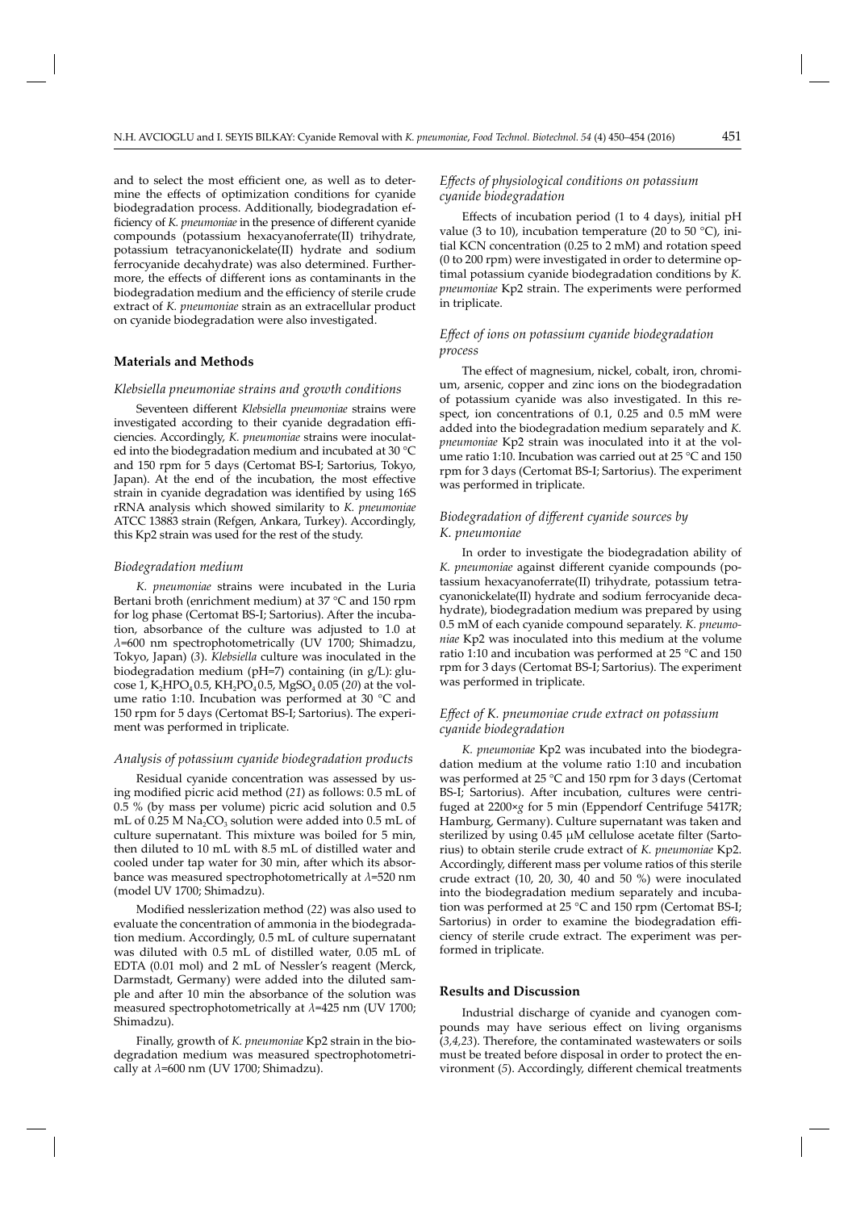and to select the most efficient one, as well as to determine the effects of optimization conditions for cyanide biodegradation process. Additionally, biodegradation efficiency of *K. pneumoniae* in the presence of different cyanide compounds (potassium hexacyanoferrate(II) trihydrate, potassium tetracyanonickelate(II) hydrate and sodium ferrocyanide decahydrate) was also determined. Furthermore, the effects of different ions as contaminants in the biodegradation medium and the efficiency of sterile crude extract of *K. pneumoniae* strain as an extracellular product on cyanide biodegradation were also investigated.

## Materials and Methods

### *Klebsiella pneumoniae* strains and growth conditions

Seventeen different *Klebsiella pneumoniae* strains were investigated according to their cyanide degradation efficiencies. Accordingly, *K. pneumoniae* strains were inoculated into the biodegradation medium and incubated at 30 °C and 150 rpm for 5 days (Certomat BS-I; Sartorius, Tokyo, Japan). At the end of the incubation, the most effective strain in cyanide degradation was identified by using 16S rRNA analysis which showed similarity to *K. pneumoniae* ATCC 13883 strain (Refgen, Ankara, Turkey). Accordingly, this Kp2 strain was used for the rest of the study.

### *Biodegradation medium*

*K. pneumoniae* strains were incubated in the Luria Bertani broth (enrichment medium) at 37 °C and 150 rpm for log phase (Certomat BS-I; Sartorius). After the incubation, absorbance of the culture was adjusted to 1.0 at $\lambda$=600 nm spectrophotometrically (UV 1700; Shimadzu, Tokyo, Japan) (*3*). *Klebsiella* culture was inoculated in the biodegradation medium (pH=7) containing (in g/L): glucose 1, $K_2HPO_4$ 0.5, $KH_2PO_4$ 0.5, $MgSO_4$ 0.05 (*20*) at the volume ratio 1:10. Incubation was performed at 30 °C and 150 rpm for 5 days (Certomat BS-I; Sartorius). The experiment was performed in triplicate.

### *Analysis of potassium cyanide biodegradation products*

Residual cyanide concentration was assessed by using modified picric acid method (*21*) as follows: 0.5 mL of 0.5 % (by mass per volume) picric acid solution and 0.5 mL of 0.25 M $Na_2CO_3$ solution were added into 0.5 mL of culture supernatant. This mixture was boiled for 5 min, then diluted to 10 mL with 8.5 mL of distilled water and cooled under tap water for 30 min, after which its absorbance was measured spectrophotometrically at $\lambda$=520 nm (model UV 1700; Shimadzu).

Modified nesslerization method (*22*) was also used to evaluate the concentration of ammonia in the biodegradation medium. Accordingly, 0.5 mL of culture supernatant was diluted with 0.5 mL of distilled water, 0.05 mL of EDTA (0.01 mol) and 2 mL of Nessler's reagent (Merck, Darmstadt, Germany) were added into the diluted sample and after 10 min the absorbance of the solution was measured spectrophotometrically at $\lambda$=425 nm (UV 1700; Shimadzu).

Finally, growth of *K. pneumoniae* Kp2 strain in the biodegradation medium was measured spectrophotometrically at $\lambda$=600 nm (UV 1700; Shimadzu).

### *Effects of physiological conditions on potassium cyanide biodegradation*

Effects of incubation period (1 to 4 days), initial pH value (3 to 10), incubation temperature (20 to 50 °C), initial KCN concentration (0.25 to 2 mM) and rotation speed (0 to 200 rpm) were investigated in order to determine optimal potassium cyanide biodegradation conditions by *K. pneumoniae* Kp2 strain. The experiments were performed in triplicate.

### *Effect of ions on potassium cyanide biodegradation process*

The effect of magnesium, nickel, cobalt, iron, chromium, arsenic, copper and zinc ions on the biodegradation of potassium cyanide was also investigated. In this respect, ion concentrations of 0.1, 0.25 and 0.5 mM were added into the biodegradation medium separately and *K. pneumoniae* Kp2 strain was inoculated into it at the volume ratio 1:10. Incubation was carried out at 25 °C and 150 rpm for 3 days (Certomat BS-I; Sartorius). The experiment was performed in triplicate.

### *Biodegradation of different cyanide sources by K. pneumoniae*

In order to investigate the biodegradation ability of *K. pneumoniae* against different cyanide compounds (potassium hexacyanoferrate(II) trihydrate, potassium tetracyanonickelate(II) hydrate and sodium ferrocyanide decahydrate), biodegradation medium was prepared by using 0.5 mM of each cyanide compound separately. *K. pneumoniae* Kp2 was inoculated into this medium at the volume ratio 1:10 and incubation was performed at 25 °C and 150 rpm for 3 days (Certomat BS-I; Sartorius). The experiment was performed in triplicate.

### *Effect of K. pneumoniae crude extract on potassium cyanide biodegradation*

*K. pneumoniae* Kp2 was incubated into the biodegradation medium at the volume ratio 1:10 and incubation was performed at 25 °C and 150 rpm for 3 days (Certomat BS-I; Sartorius). After incubation, cultures were centrifuged at 2200×*g* for 5 min (Eppendorf Centrifuge 5417R; Hamburg, Germany). Culture supernatant was taken and sterilized by using 0.45 μM cellulose acetate filter (Sartorius) to obtain sterile crude extract of *K. pneumoniae* Kp2. Accordingly, different mass per volume ratios of this sterile crude extract (10, 20, 30, 40 and 50 %) were inoculated into the biodegradation medium separately and incubation was performed at 25 °C and 150 rpm (Certomat BS-I; Sartorius) in order to examine the biodegradation efficiency of sterile crude extract. The experiment was performed in triplicate.

## Results and Discussion

Industrial discharge of cyanide and cyanogen compounds may have serious effect on living organisms (*3,4,23*). Therefore, the contaminated wastewaters or soils must be treated before disposal in order to protect the environment (*5*). Accordingly, different chemical treatments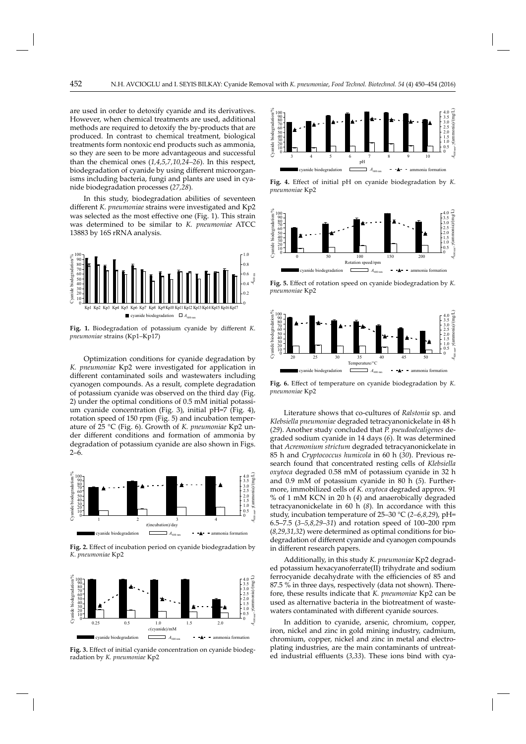are used in order to detoxify cyanide and its derivatives. However, when chemical treatments are used, additional methods are required to detoxify the by-products that are produced. In contrast to chemical treatment, biological treatments form nontoxic end products such as ammonia, so they are seen to be more advantageous and successful than the chemical ones (*1,4,5,7,10,24–26*). In this respect, biodegradation of cyanide by using different microorganisms including bacteria, fungi and plants are used in cyanide biodegradation processes (*27,28*).

In this study, biodegradation abilities of seventeen different *K. pneumoniae* strains were investigated and Kp2 was selected as the most effective one (Fig. 1). This strain was determined to be similar to *K. pneumoniae* ATCC 13883 by 16S rRNA analysis.

**Fig. 1.** Biodegradation of potassium cyanide by different *K. pneumoniae* strains (Kp1–Kp17)

Optimization conditions for cyanide degradation by *K. pneumoniae* Kp2 were investigated for application in different contaminated soils and wastewaters including cyanogen compounds. As a result, complete degradation of potassium cyanide was observed on the third day (Fig. 2) under the optimal conditions of 0.5 mM initial potassium cyanide concentration (Fig. 3), initial pH=7 (Fig. 4), rotation speed of 150 rpm (Fig. 5) and incubation temperature of 25 °C (Fig. 6). Growth of *K. pneumoniae* Kp2 under different conditions and formation of ammonia by degradation of potassium cyanide are also shown in Figs. 2–6.

**Fig. 2.** Effect of incubation period on cyanide biodegradation by *K. pneumoniae* Kp2

**Fig. 3.** Effect of initial cyanide concentration on cyanide biodegradation by *K. pneumoniae* Kp2

**Fig. 4.** Effect of initial pH on cyanide biodegradation by *K. pneumoniae* Kp2

**Fig. 5.** Effect of rotation speed on cyanide biodegradation by *K. pneumoniae* Kp2

**Fig. 6.** Effect of temperature on cyanide biodegradation by *K. pneumoniae* Kp2

Literature shows that co-cultures of *Ralstonia* sp. and *Klebsiella pneumoniae* degraded tetracyanonickelate in 48 h (*29*). Another study concluded that *P. pseudoalcaligenes* degraded sodium cyanide in 14 days (*6*). It was determined that *Acremonium strictum* degraded tetracyanonickelate in 85 h and *Cryptococcus humicola* in 60 h (*30*). Previous research found that concentrated resting cells of *Klebsiella oxytoca* degraded 0.58 mM of potassium cyanide in 32 h and 0.9 mM of potassium cyanide in 80 h (*5*). Furthermore, immobilized cells of *K. oxytoca* degraded approx. 91 % of 1 mM KCN in 20 h (*4*) and anaerobically degraded tetracyanonickelate in 60 h (*8*). In accordance with this study, incubation temperature of 25–30 °C (*2–6,8,29*), pH= 6.5–7.5 (*3–5,8,29–31*) and rotation speed of 100–200 rpm (*8,29,31,32*) were determined as optimal conditions for biodegradation of different cyanide and cyanogen compounds in different research papers.

Additionally, in this study *K. pneumoniae* Kp2 degraded potassium hexacyanoferrate(II) trihydrate and sodium ferrocyanide decahydrate with the efficiencies of 85 and 87.5 % in three days, respectively (data not shown). Therefore, these results indicate that *K. pneumoniae* Kp2 can be used as alternative bacteria in the biotreatment of wastewaters contaminated with different cyanide sources.

In addition to cyanide, arsenic, chromium, copper, iron, nickel and zinc in gold mining industry, cadmium, chromium, copper, nickel and zinc in metal and electroplating industries, are the main contaminants of untreated industrial effluents (*3,33*). These ions bind with cya-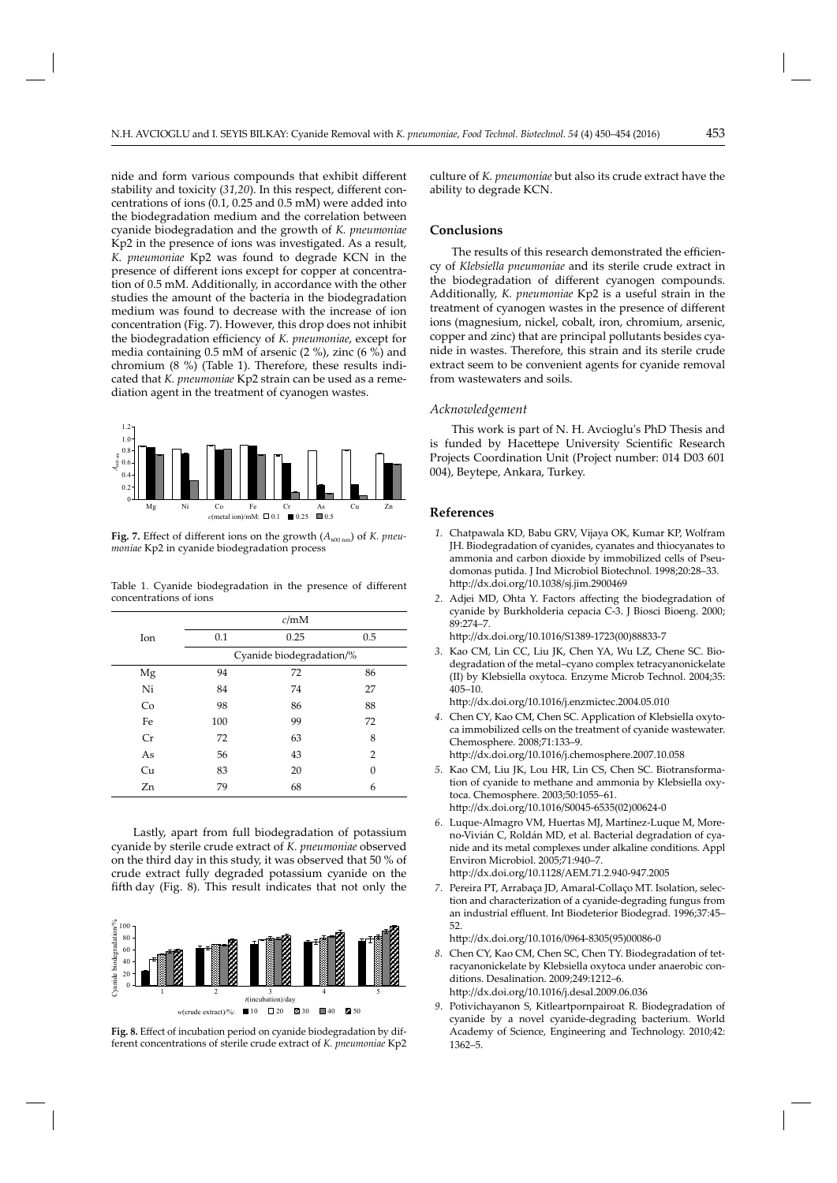nide and form various compounds that exhibit different stability and toxicity (*31,20*). In this respect, different concentrations of ions (0.1, 0.25 and 0.5 mM) were added into the biodegradation medium and the correlation between cyanide biodegradation and the growth of *K. pneumoniae* Kp2 in the presence of ions was investigated. As a result, *K. pneumoniae* Kp2 was found to degrade KCN in the presence of different ions except for copper at concentration of 0.5 mM. Additionally, in accordance with the other studies the amount of the bacteria in the biodegradation medium was found to decrease with the increase of ion concentration (Fig. 7). However, this drop does not inhibit the biodegradation efficiency of *K. pneumoniae*, except for media containing 0.5 mM of arsenic (2 %), zinc (6 %) and chromium (8 %) (Table 1). Therefore, these results indicated that *K. pneumoniae* Kp2 strain can be used as a remediation agent in the treatment of cyanogen wastes.

**Fig. 7.** Effect of different ions on the growth ($A_{600\ nm}$) of *K. pneumoniae* Kp2 in cyanide biodegradation process

Table 1. Cyanide biodegradation in the presence of different concentrations of ions

| Ion | *c*/mM | | |
|---|---|---|---|
| | 0.1 | 0.25 | 0.5 |
| | Cyanide biodegradation/% | | |
| Mg | 94 | 72 | 86 |
| Ni | 84 | 74 | 27 |
| Co | 98 | 86 | 88 |
| Fe | 100 | 99 | 72 |
| Cr | 72 | 63 | 8 |
| As | 56 | 43 | 2 |
| Cu | 83 | 20 | 0 |
| Zn | 79 | 68 | 6 |

Lastly, apart from full biodegradation of potassium cyanide by sterile crude extract of *K. pneumoniae* observed on the third day in this study, it was observed that 50 % of crude extract fully degraded potassium cyanide on the fifth day (Fig. 8). This result indicates that not only the culture of *K. pneumoniae* but also its crude extract have the ability to degrade KCN.

**Fig. 8.** Effect of incubation period on cyanide biodegradation by different concentrations of sterile crude extract of *K. pneumoniae* Kp2

## Conclusions

The results of this research demonstrated the efficiency of *Klebsiella pneumoniae* and its sterile crude extract in the biodegradation of different cyanogen compounds. Additionally, *K. pneumoniae* Kp2 is a useful strain in the treatment of cyanogen wastes in the presence of different ions (magnesium, nickel, cobalt, iron, chromium, arsenic, copper and zinc) that are principal pollutants besides cyanide in wastes. Therefore, this strain and its sterile crude extract seem to be convenient agents for cyanide removal from wastewaters and soils.

### *Acknowledgement*

This work is part of N. H. Avcioglu's PhD Thesis and is funded by Hacettepe University Scientific Research Projects Coordination Unit (Project number: 014 D03 601 004), Beytepe, Ankara, Turkey.

## References

1. Chatpawala KD, Babu GRV, Vijaya OK, Kumar KP, Wolfram JH. Biodegradation of cyanides, cyanates and thiocyanates to ammonia and carbon dioxide by immobilized cells of Pseudomonas putida. J Ind Microbiol Biotechnol. 1998;20:28–33. http://dx.doi.org/10.1038/sj.jim.2900469
2. Adjei MD, Ohta Y. Factors affecting the biodegradation of cyanide by Burkholderia cepacia C-3. J Biosci Bioeng. 2000; 89:274–7. http://dx.doi.org/10.1016/S1389-1723(00)88833-7
3. Kao CM, Lin CC, Liu JK, Chen YA, Wu LZ, Chene SC. Biodegradation of the metal–cyano complex tetracyanonickelate (II) by Klebsiella oxytoca. Enzyme Microb Technol. 2004;35: 405–10. http://dx.doi.org/10.1016/j.enzmictec.2004.05.010
4. Chen CY, Kao CM, Chen SC. Application of Klebsiella oxytoca immobilized cells on the treatment of cyanide wastewater. Chemosphere. 2008;71:133–9. http://dx.doi.org/10.1016/j.chemosphere.2007.10.058
5. Kao CM, Liu JK, Lou HR, Lin CS, Chen SC. Biotransformation of cyanide to methane and ammonia by Klebsiella oxytoca. Chemosphere. 2003;50:1055–61. http://dx.doi.org/10.1016/S0045-6535(02)00624-0
6. Luque-Almagro VM, Huertas MJ, Martínez-Luque M, Moreno-Vivián C, Roldán MD, et al. Bacterial degradation of cyanide and its metal complexes under alkaline conditions. Appl Environ Microbiol. 2005;71:940–7. http://dx.doi.org/10.1128/AEM.71.2.940-947.2005
7. Pereira PT, Arrabaça JD, Amaral-Collaço MT. Isolation, selection and characterization of a cyanide-degrading fungus from an industrial effluent. Int Biodeterior Biodegrad. 1996;37:45–52. http://dx.doi.org/10.1016/0964-8305(95)00086-0
8. Chen CY, Kao CM, Chen SC, Chen TY. Biodegradation of tetracyanonickelate by Klebsiella oxytoca under anaerobic conditions. Desalination. 2009;249:1212–6. http://dx.doi.org/10.1016/j.desal.2009.06.036
9. Potivichayanon S, Kitleartpornpairoat R. Biodegradation of cyanide by a novel cyanide-degrading bacterium. World Academy of Science, Engineering and Technology. 2010;42: 1362–5.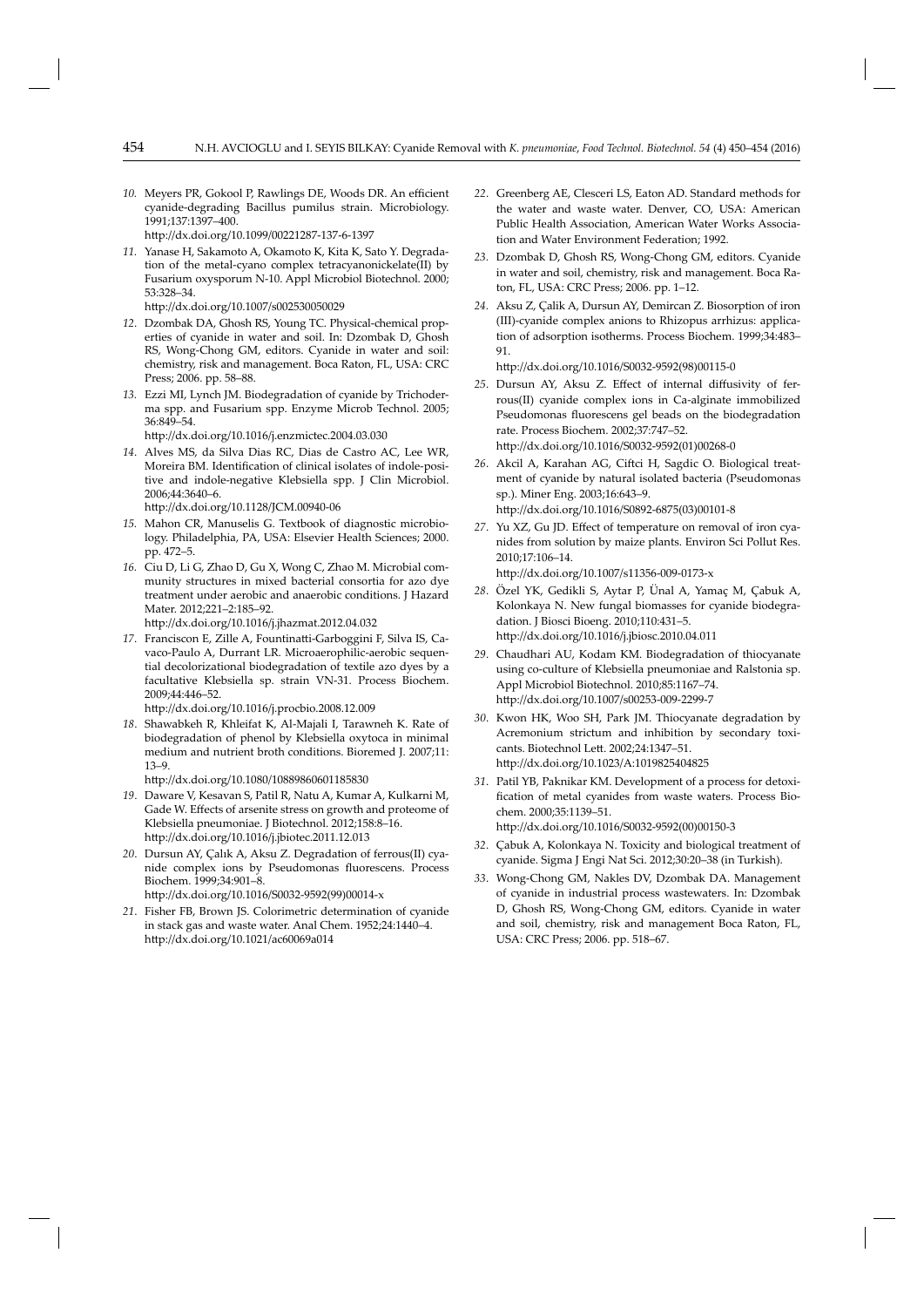10. Meyers PR, Gokool P, Rawlings DE, Woods DR. An efficient cyanide-degrading Bacillus pumilus strain. Microbiology. 1991;137:1397–400.
http://dx.doi.org/10.1099/00221287-137-6-1397

11. Yanase H, Sakamoto A, Okamoto K, Kita K, Sato Y. Degradation of the metal-cyano complex tetracyanonickelate(II) by Fusarium oxysporum N-10. Appl Microbiol Biotechnol. 2000; 53:328–34.
http://dx.doi.org/10.1007/s002530050029

12. Dzombak DA, Ghosh RS, Young TC. Physical-chemical properties of cyanide in water and soil. In: Dzombak D, Ghosh RS, Wong-Chong GM, editors. Cyanide in water and soil: chemistry, risk and management. Boca Raton, FL, USA: CRC Press; 2006. pp. 58–88.

13. Ezzi MI, Lynch JM. Biodegradation of cyanide by Trichoderma spp. and Fusarium spp. Enzyme Microb Technol. 2005; 36:849–54.
http://dx.doi.org/10.1016/j.enzmictec.2004.03.030

14. Alves MS, da Silva Dias RC, Dias de Castro AC, Lee WR, Moreira BM. Identification of clinical isolates of indole-positive and indole-negative Klebsiella spp. J Clin Microbiol. 2006;44:3640–6.
http://dx.doi.org/10.1128/JCM.00940-06

15. Mahon CR, Manuselis G. Textbook of diagnostic microbiology. Philadelphia, PA, USA: Elsevier Health Sciences; 2000. pp. 472–5.

16. Ciu D, Li G, Zhao D, Gu X, Wong C, Zhao M. Microbial community structures in mixed bacterial consortia for azo dye treatment under aerobic and anaerobic conditions. J Hazard Mater. 2012;221–2:185–92.
http://dx.doi.org/10.1016/j.jhazmat.2012.04.032

17. Franciscon E, Zille A, Fountinatti-Garboggini F, Silva IS, Cavaco-Paulo A, Durrant LR. Microaerophilic-aerobic sequential decolorizational biodegradation of textile azo dyes by a facultative Klebsiella sp. strain VN-31. Process Biochem. 2009;44:446–52.
http://dx.doi.org/10.1016/j.procbio.2008.12.009

18. Shawabkeh R, Khleifat K, Al-Majali I, Tarawneh K. Rate of biodegradation of phenol by Klebsiella oxytoca in minimal medium and nutrient broth conditions. Bioremed J. 2007;11: 13–9.
http://dx.doi.org/10.1080/10889860601185830

19. Daware V, Kesavan S, Patil R, Natu A, Kumar A, Kulkarni M, Gade W. Effects of arsenite stress on growth and proteome of Klebsiella pneumoniae. J Biotechnol. 2012;158:8–16.
http://dx.doi.org/10.1016/j.jbiotec.2011.12.013

20. Dursun AY, Çalık A, Aksu Z. Degradation of ferrous(II) cyanide complex ions by Pseudomonas fluorescens. Process Biochem. 1999;34:901–8.
http://dx.doi.org/10.1016/S0032-9592(99)00014-x

21. Fisher FB, Brown JS. Colorimetric determination of cyanide in stack gas and waste water. Anal Chem. 1952;24:1440–4.
http://dx.doi.org/10.1021/ac60069a014

22. Greenberg AE, Clesceri LS, Eaton AD. Standard methods for the water and waste water. Denver, CO, USA: American Public Health Association, American Water Works Association and Water Environment Federation; 1992.

23. Dzombak D, Ghosh RS, Wong-Chong GM, editors. Cyanide in water and soil, chemistry, risk and management. Boca Raton, FL, USA: CRC Press; 2006. pp. 1–12.

24. Aksu Z, Çalik A, Dursun AY, Demircan Z. Biosorption of iron (III)-cyanide complex anions to Rhizopus arrhizus: application of adsorption isotherms. Process Biochem. 1999;34:483–91.
http://dx.doi.org/10.1016/S0032-9592(98)00115-0

25. Dursun AY, Aksu Z. Effect of internal diffusivity of ferrous(II) cyanide complex ions in Ca-alginate immobilized Pseudomonas fluorescens gel beads on the biodegradation rate. Process Biochem. 2002;37:747–52.
http://dx.doi.org/10.1016/S0032-9592(01)00268-0

26. Akcil A, Karahan AG, Ciftci H, Sagdic O. Biological treatment of cyanide by natural isolated bacteria (Pseudomonas sp.). Miner Eng. 2003;16:643–9.
http://dx.doi.org/10.1016/S0892-6875(03)00101-8

27. Yu XZ, Gu JD. Effect of temperature on removal of iron cyanides from solution by maize plants. Environ Sci Pollut Res. 2010;17:106–14.
http://dx.doi.org/10.1007/s11356-009-0173-x

28. Özel YK, Gedikli S, Aytar P, Ünal A, Yamaç M, Çabuk A, Kolonkaya N. New fungal biomasses for cyanide biodegradation. J Biosci Bioeng. 2010;110:431–5.
http://dx.doi.org/10.1016/j.jbiosc.2010.04.011

29. Chaudhari AU, Kodam KM. Biodegradation of thiocyanate using co-culture of Klebsiella pneumoniae and Ralstonia sp. Appl Microbiol Biotechnol. 2010;85:1167–74.
http://dx.doi.org/10.1007/s00253-009-2299-7

30. Kwon HK, Woo SH, Park JM. Thiocyanate degradation by Acremonium strictum and inhibition by secondary toxicants. Biotechnol Lett. 2002;24:1347–51.
http://dx.doi.org/10.1023/A:1019825404825

31. Patil YB, Paknikar KM. Development of a process for detoxification of metal cyanides from waste waters. Process Biochem. 2000;35:1139–51.
http://dx.doi.org/10.1016/S0032-9592(00)00150-3

32. Çabuk A, Kolonkaya N. Toxicity and biological treatment of cyanide. Sigma J Engi Nat Sci. 2012;30:20–38 (in Turkish).

33. Wong-Chong GM, Nakles DV, Dzombak DA. Management of cyanide in industrial process wastewaters. In: Dzombak D, Ghosh RS, Wong-Chong GM, editors. Cyanide in water and soil, chemistry, risk and management Boca Raton, FL, USA: CRC Press; 2006. pp. 518–67.